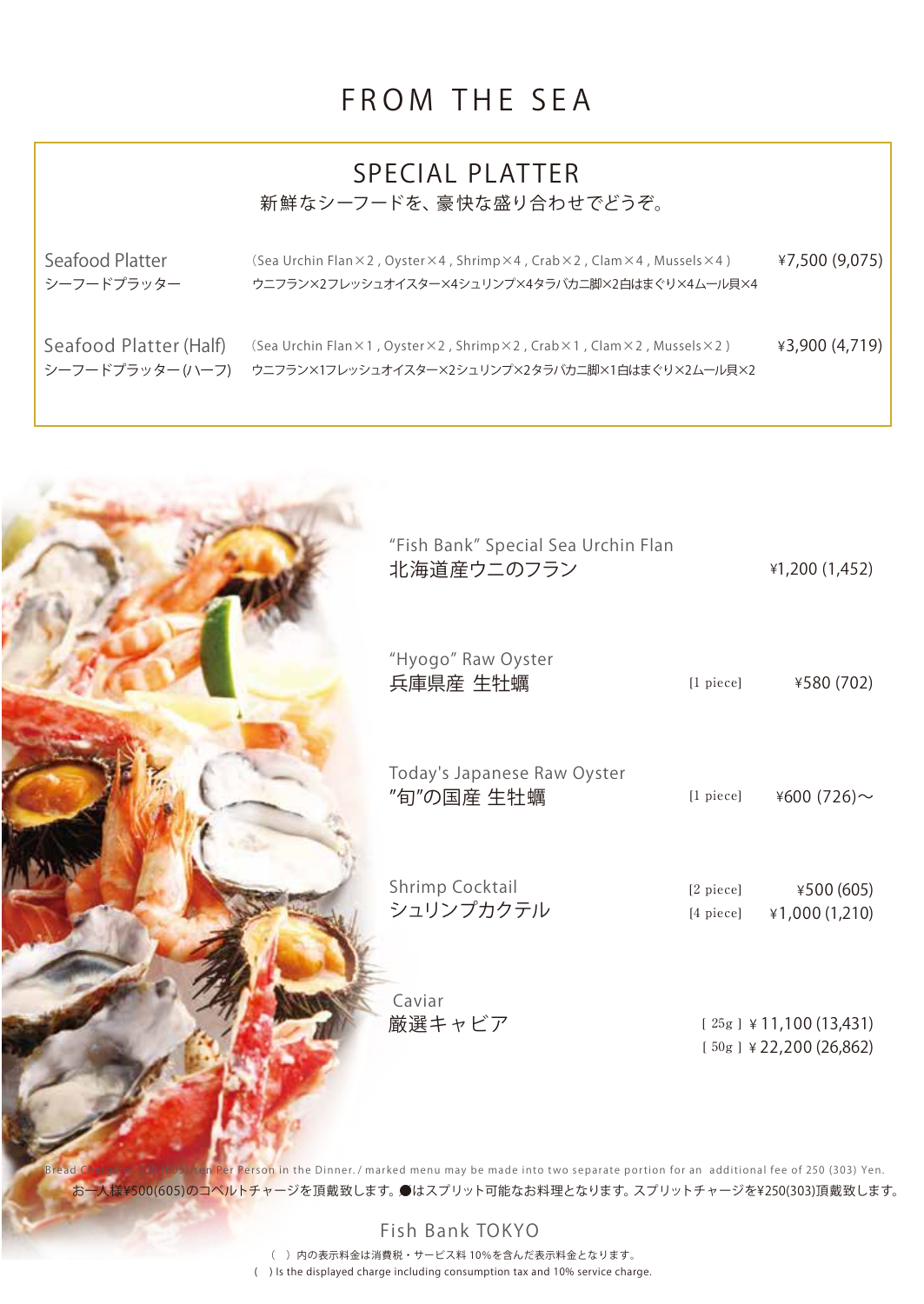# FROM THE SEA

## SPECIAL PLATTER

新鮮なシーフードを、豪快な盛り合わせでどうぞ。

| Item | Contents | Price |
|---|---|---|
| Seafood Platter<br>シーフードプラッター | (Sea Urchin Flan×2 , Oyster×4 , Shrimp×4 , Crab×2 , Clam×4 , Mussels×4 )<br>ウニフラン×2フレッシュオイスター×4シュリンプ×4タラバカニ脚×2白はまぐり×4ムール貝×4 | ¥7,500 (9,075) |
| Seafood Platter (Half)<br>シーフードプラッター(ハーフ) | (Sea Urchin Flan×1 , Oyster×2 , Shrimp×2 , Crab×1 , Clam×2 , Mussels×2 )<br>ウニフラン×1フレッシュオイスター×2シュリンプ×2タラバカニ脚×1白はまぐり×2ムール貝×2 | ¥3,900 (4,719) |

| Item | Portion | Price |
|---|---|---|
| "Fish Bank" Special Sea Urchin Flan<br>北海道産ウニのフラン | | ¥1,200 (1,452) |
| "Hyogo" Raw Oyster<br>兵庫県産 生牡蠣 | [1 piece] | ¥580 (702) |
| Today's Japanese Raw Oyster<br>"旬"の国産 生牡蠣 | [1 piece] | ¥600 (726)～ |
| Shrimp Cocktail<br>シュリンプカクテル | [2 piece]<br>[4 piece] | ¥500 (605)<br>¥1,000 (1,210) |
| Caviar<br>厳選キャビア | [ 25g ]<br>[ 50g ] | ¥ 11,100 (13,431)<br>¥ 22,200 (26,862) |

Bread Charge of 500 (605) Yen Per Person in the Dinner. / marked menu may be made into two separate portion for an additional fee of 250 (303) Yen.
お一人様¥500(605)のコペルトチャージを頂戴致します。●はスプリット可能なお料理となります。スプリットチャージを¥250(303)頂戴致します。

Fish Bank TOKYO

（　）内の表示料金は消費税・サービス料 10%を含んだ表示料金となります。
( ) Is the displayed charge including consumption tax and 10% service charge.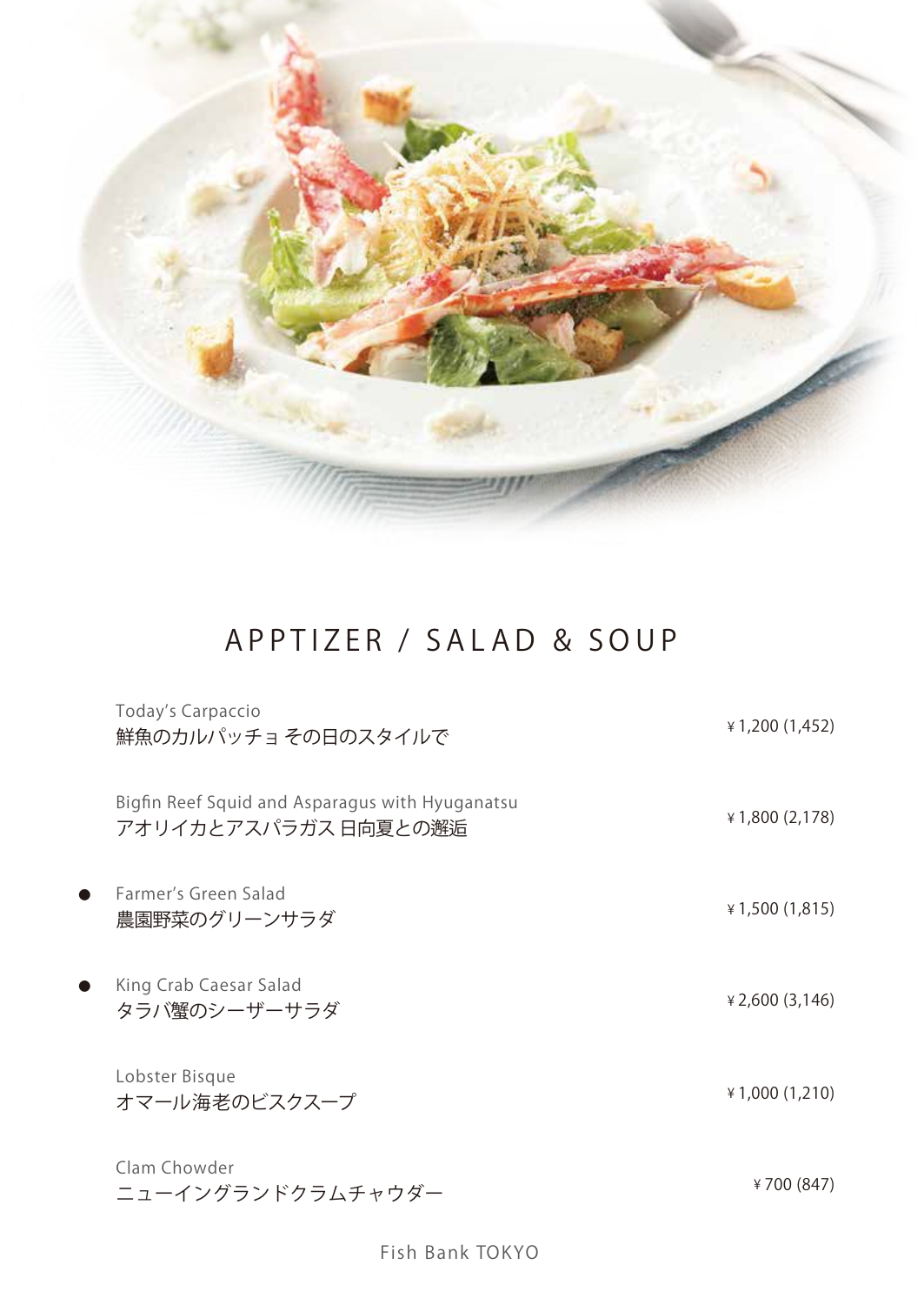# APPTIZER / SALAD & SOUP

| | Item | Price |
|---|---|---|
| | Today's Carpaccio<br>鮮魚のカルパッチョ その日のスタイルで | ¥1,200 (1,452) |
| | Bigfin Reef Squid and Asparagus with Hyuganatsu<br>アオリイカとアスパラガス 日向夏との邂逅 | ¥1,800 (2,178) |
| ● | Farmer's Green Salad<br>農園野菜のグリーンサラダ | ¥1,500 (1,815) |
| ● | King Crab Caesar Salad<br>タラバ蟹のシーザーサラダ | ¥2,600 (3,146) |
| | Lobster Bisque<br>オマール海老のビスクスープ | ¥1,000 (1,210) |
| | Clam Chowder<br>ニューイングランドクラムチャウダー | ¥700 (847) |

Fish Bank TOKYO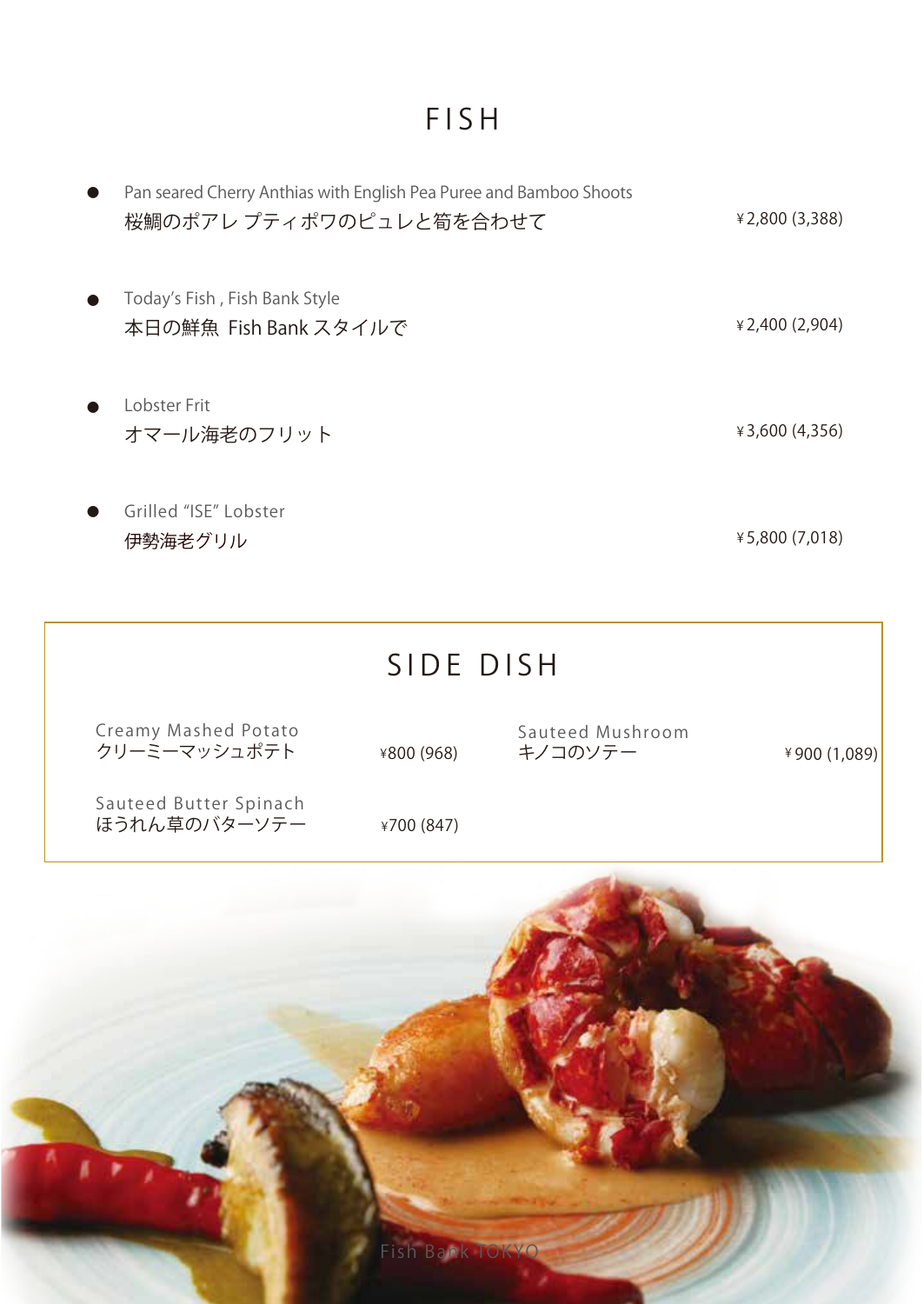# FISH

- Pan seared Cherry Anthias with English Pea Puree and Bamboo Shoots
  桜鯛のポアレ プティポワのピュレと筍を合わせて ¥2,800 (3,388)

- Today's Fish , Fish Bank Style
  本日の鮮魚 Fish Bank スタイルで ¥2,400 (2,904)

- Lobster Frit
  オマール海老のフリット ¥3,600 (4,356)

- Grilled "ISE" Lobster
  伊勢海老グリル ¥5,800 (7,018)

## SIDE DISH

Creamy Mashed Potato
クリーミーマッシュポテト ¥800 (968)

Sauteed Mushroom
キノコのソテー ¥900 (1,089)

Sauteed Butter Spinach
ほうれん草のバターソテー ¥700 (847)

Fish Bank TOKYO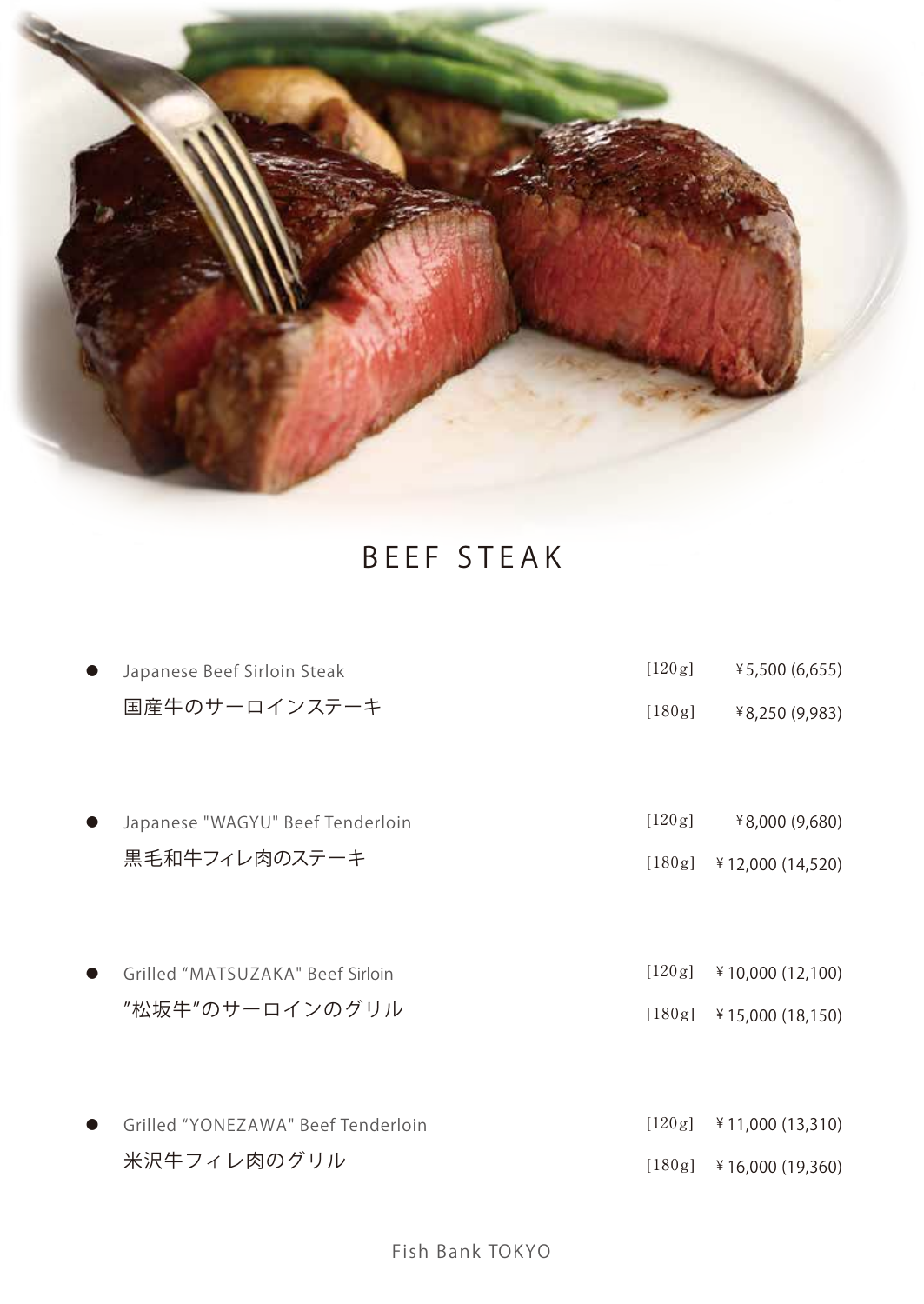# BEEF STEAK

- Japanese Beef Sirloin Steak
  国産牛のサーロインステーキ
  [120g] ￥5,500 (6,655)
  [180g] ￥8,250 (9,983)

- Japanese "WAGYU" Beef Tenderloin
  黒毛和牛フィレ肉のステーキ
  [120g] ￥8,000 (9,680)
  [180g] ￥12,000 (14,520)

- Grilled “MATSUZAKA" Beef Sirloin
  ”松坂牛”のサーロインのグリル
  [120g] ￥10,000 (12,100)
  [180g] ￥15,000 (18,150)

- Grilled “YONEZAWA" Beef Tenderloin
  米沢牛フィレ肉のグリル
  [120g] ￥11,000 (13,310)
  [180g] ￥16,000 (19,360)

Fish Bank TOKYO